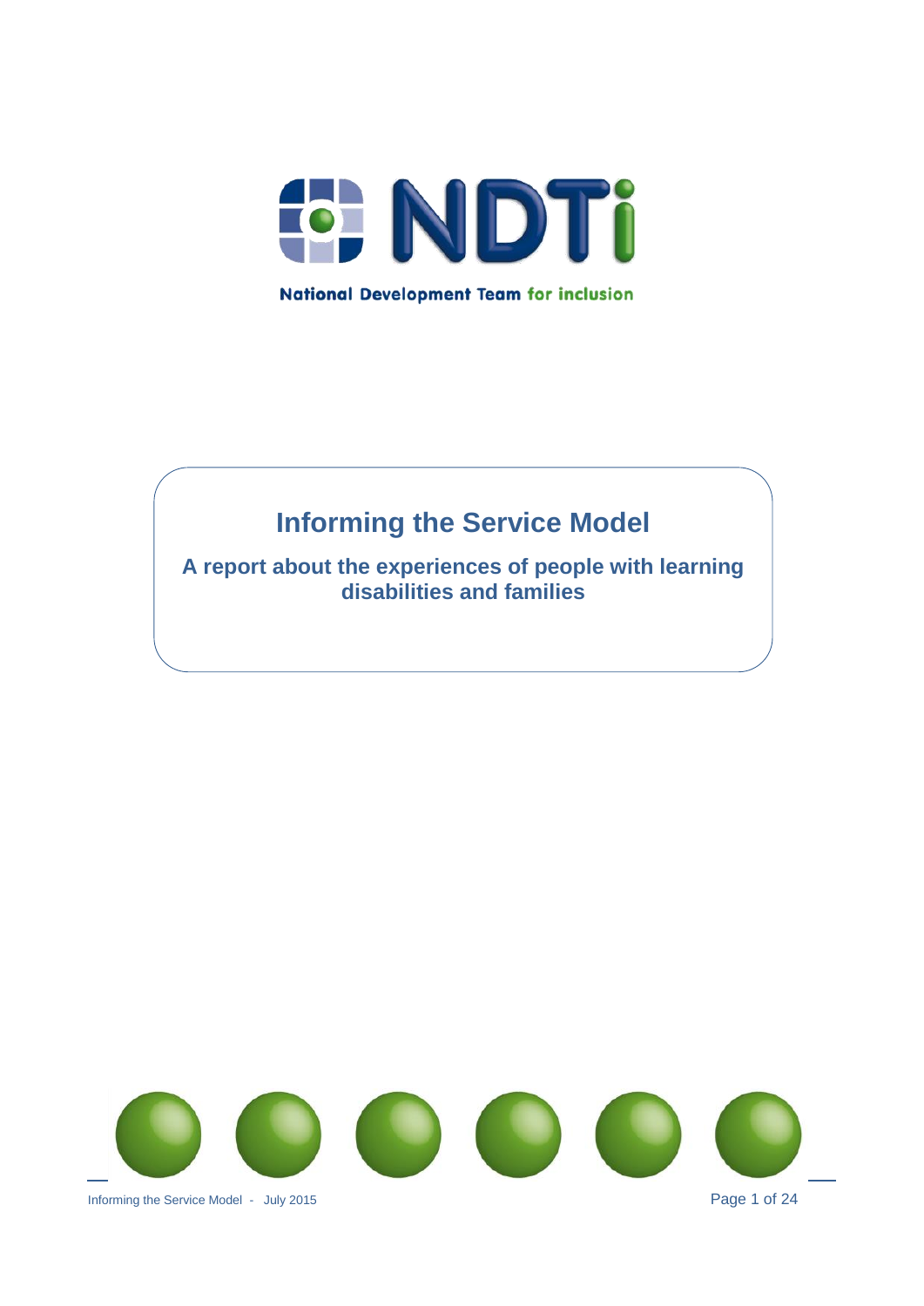NDTi

National Development Team for inclusion

# Informing the Service Model

## A report about the experiences of people with learning disabilities and families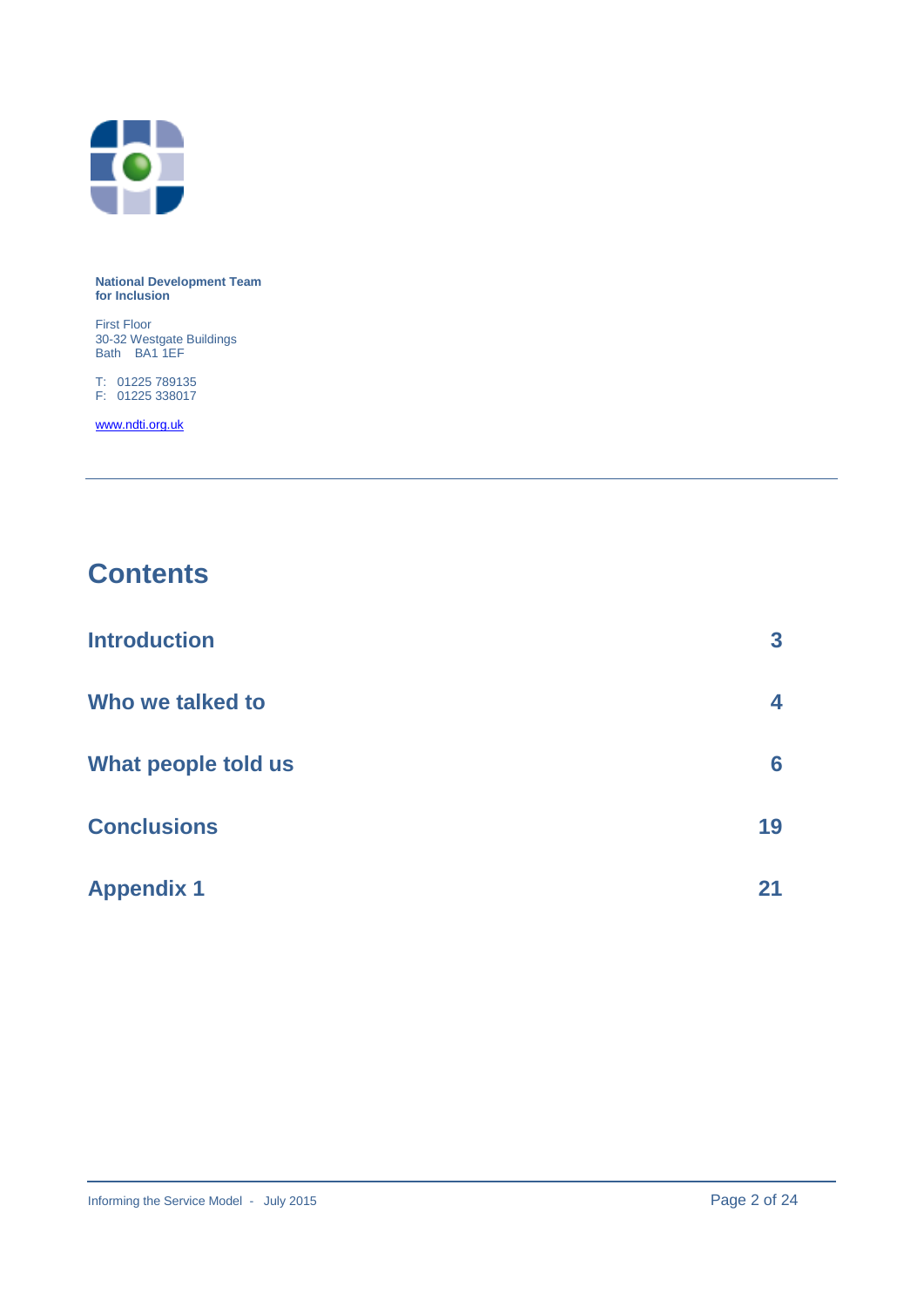**National Development Team for Inclusion**

First Floor
30-32 Westgate Buildings
Bath BA1 1EF

T: 01225 789135
F: 01225 338017

www.ndti.org.uk

---

# Contents

| | |
|---|---|
| **Introduction** | **3** |
| **Who we talked to** | **4** |
| **What people told us** | **6** |
| **Conclusions** | **19** |
| **Appendix 1** | **21** |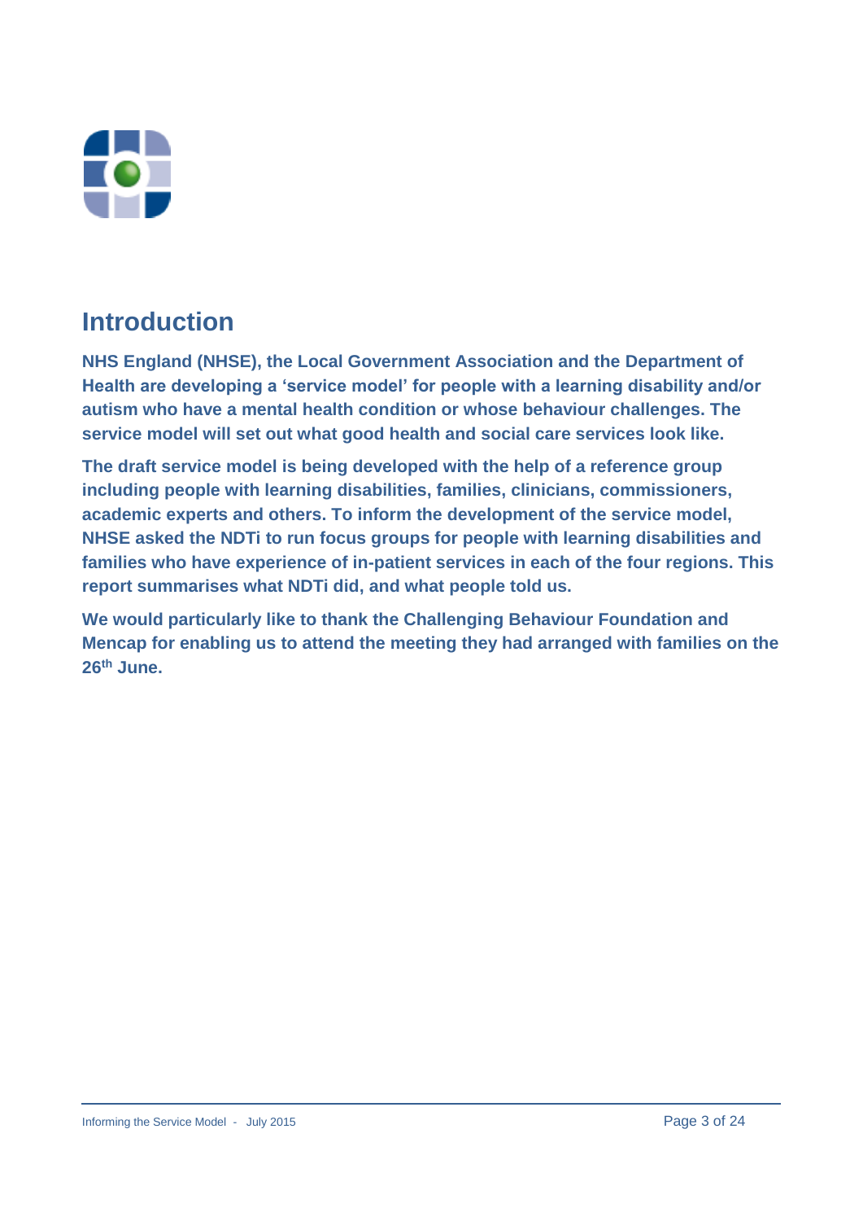## Introduction

**NHS England (NHSE), the Local Government Association and the Department of Health are developing a 'service model' for people with a learning disability and/or autism who have a mental health condition or whose behaviour challenges. The service model will set out what good health and social care services look like.**

**The draft service model is being developed with the help of a reference group including people with learning disabilities, families, clinicians, commissioners, academic experts and others. To inform the development of the service model, NHSE asked the NDTi to run focus groups for people with learning disabilities and families who have experience of in-patient services in each of the four regions. This report summarises what NDTi did, and what people told us.**

**We would particularly like to thank the Challenging Behaviour Foundation and Mencap for enabling us to attend the meeting they had arranged with families on the 26th June.**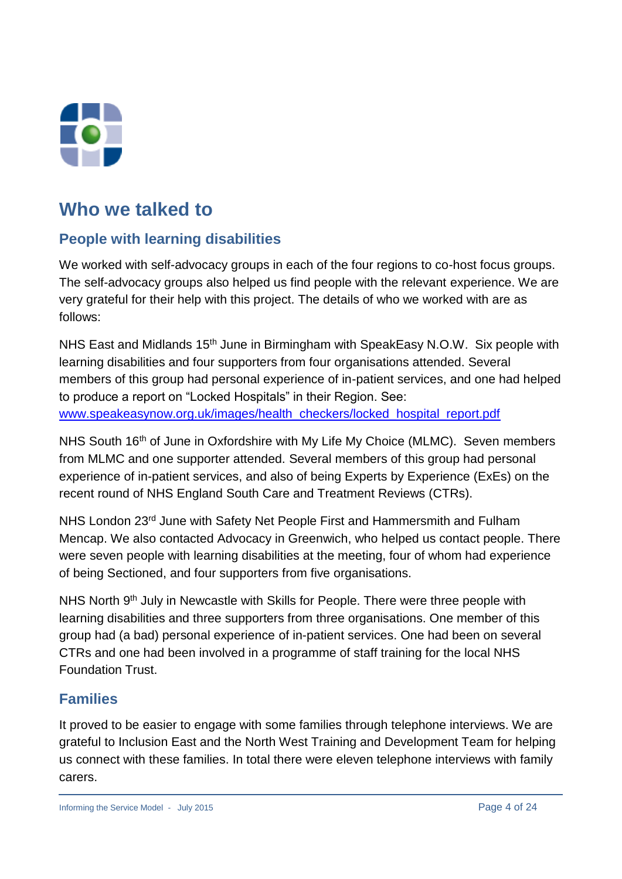# Who we talked to

## People with learning disabilities

We worked with self-advocacy groups in each of the four regions to co-host focus groups. The self-advocacy groups also helped us find people with the relevant experience. We are very grateful for their help with this project. The details of who we worked with are as follows:

NHS East and Midlands 15th June in Birmingham with SpeakEasy N.O.W. Six people with learning disabilities and four supporters from four organisations attended. Several members of this group had personal experience of in-patient services, and one had helped to produce a report on "Locked Hospitals" in their Region. See: www.speakeasynow.org.uk/images/health_checkers/locked_hospital_report.pdf

NHS South 16th of June in Oxfordshire with My Life My Choice (MLMC). Seven members from MLMC and one supporter attended. Several members of this group had personal experience of in-patient services, and also of being Experts by Experience (ExEs) on the recent round of NHS England South Care and Treatment Reviews (CTRs).

NHS London 23rd June with Safety Net People First and Hammersmith and Fulham Mencap. We also contacted Advocacy in Greenwich, who helped us contact people. There were seven people with learning disabilities at the meeting, four of whom had experience of being Sectioned, and four supporters from five organisations.

NHS North 9th July in Newcastle with Skills for People. There were three people with learning disabilities and three supporters from three organisations. One member of this group had (a bad) personal experience of in-patient services. One had been on several CTRs and one had been involved in a programme of staff training for the local NHS Foundation Trust.

## Families

It proved to be easier to engage with some families through telephone interviews. We are grateful to Inclusion East and the North West Training and Development Team for helping us connect with these families. In total there were eleven telephone interviews with family carers.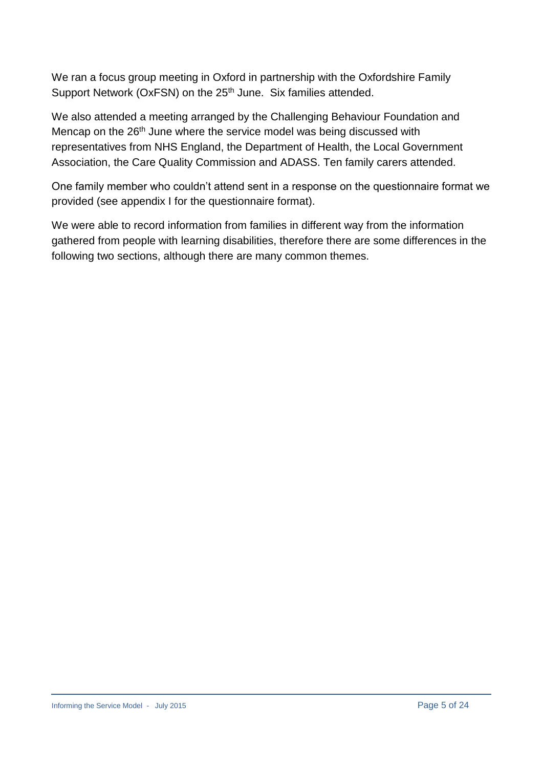We ran a focus group meeting in Oxford in partnership with the Oxfordshire Family Support Network (OxFSN) on the 25th June. Six families attended.

We also attended a meeting arranged by the Challenging Behaviour Foundation and Mencap on the 26th June where the service model was being discussed with representatives from NHS England, the Department of Health, the Local Government Association, the Care Quality Commission and ADASS. Ten family carers attended.

One family member who couldn't attend sent in a response on the questionnaire format we provided (see appendix I for the questionnaire format).

We were able to record information from families in different way from the information gathered from people with learning disabilities, therefore there are some differences in the following two sections, although there are many common themes.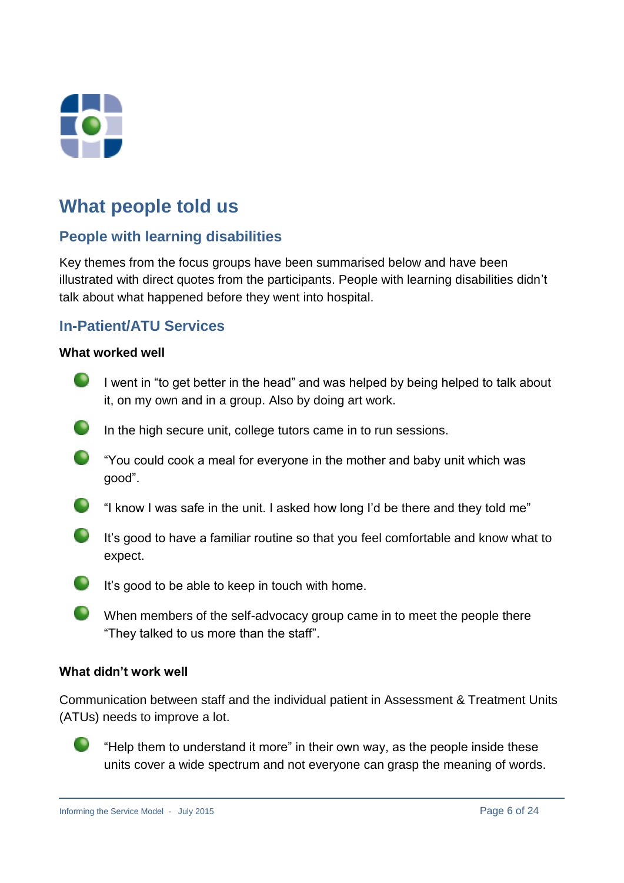## What people told us

### People with learning disabilities

Key themes from the focus groups have been summarised below and have been illustrated with direct quotes from the participants. People with learning disabilities didn't talk about what happened before they went into hospital.

### In-Patient/ATU Services

**What worked well**

- I went in "to get better in the head" and was helped by being helped to talk about it, on my own and in a group. Also by doing art work.
- In the high secure unit, college tutors came in to run sessions.
- "You could cook a meal for everyone in the mother and baby unit which was good".
- "I know I was safe in the unit. I asked how long I'd be there and they told me"
- It's good to have a familiar routine so that you feel comfortable and know what to expect.
- It's good to be able to keep in touch with home.
- When members of the self-advocacy group came in to meet the people there "They talked to us more than the staff".

**What didn't work well**

Communication between staff and the individual patient in Assessment & Treatment Units (ATUs) needs to improve a lot.

- "Help them to understand it more" in their own way, as the people inside these units cover a wide spectrum and not everyone can grasp the meaning of words.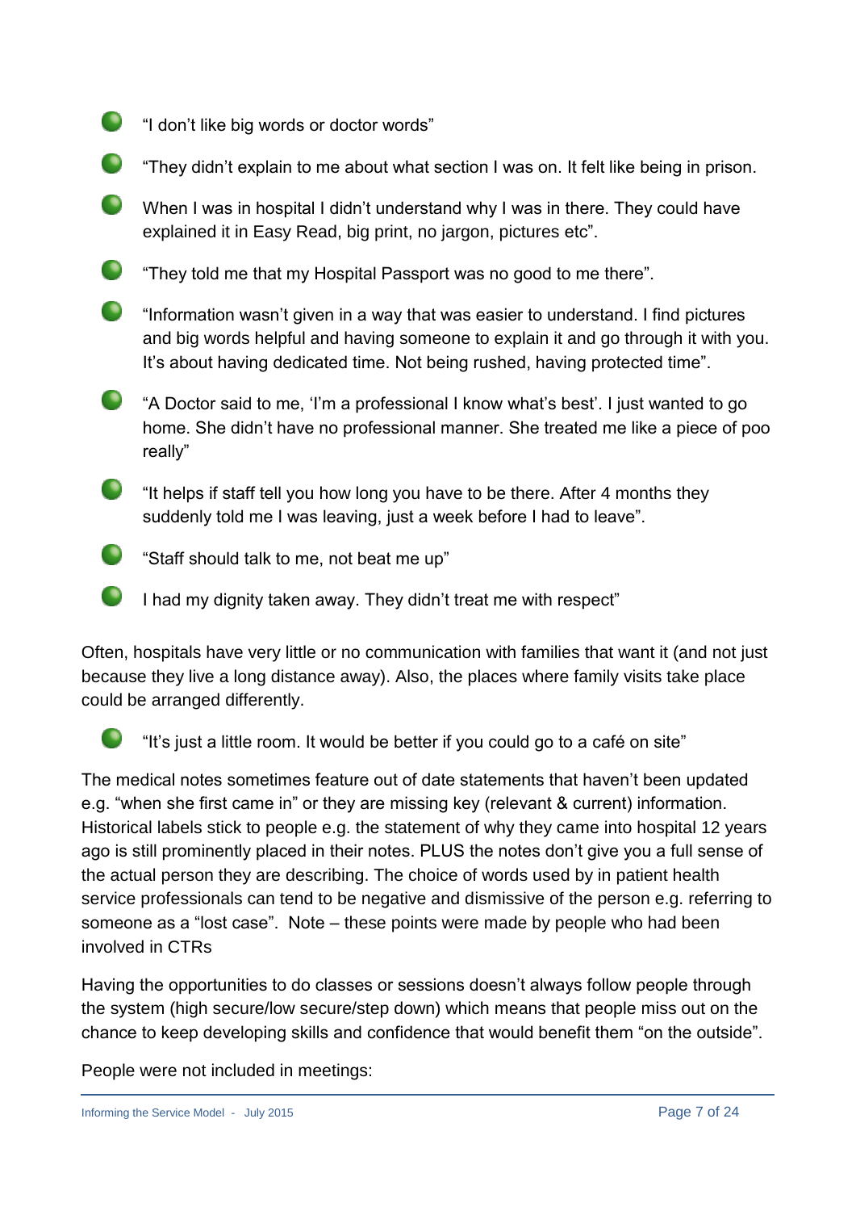- "I don't like big words or doctor words"
- "They didn't explain to me about what section I was on. It felt like being in prison.
- When I was in hospital I didn't understand why I was in there. They could have explained it in Easy Read, big print, no jargon, pictures etc".
- "They told me that my Hospital Passport was no good to me there".
- "Information wasn't given in a way that was easier to understand. I find pictures and big words helpful and having someone to explain it and go through it with you. It's about having dedicated time. Not being rushed, having protected time".
- "A Doctor said to me, 'I'm a professional I know what's best'. I just wanted to go home. She didn't have no professional manner. She treated me like a piece of poo really"
- "It helps if staff tell you how long you have to be there. After 4 months they suddenly told me I was leaving, just a week before I had to leave".
- "Staff should talk to me, not beat me up"
- I had my dignity taken away. They didn't treat me with respect"

Often, hospitals have very little or no communication with families that want it (and not just because they live a long distance away). Also, the places where family visits take place could be arranged differently.

- "It's just a little room. It would be better if you could go to a café on site"

The medical notes sometimes feature out of date statements that haven't been updated e.g. "when she first came in" or they are missing key (relevant & current) information. Historical labels stick to people e.g. the statement of why they came into hospital 12 years ago is still prominently placed in their notes. PLUS the notes don't give you a full sense of the actual person they are describing. The choice of words used by in patient health service professionals can tend to be negative and dismissive of the person e.g. referring to someone as a "lost case". Note – these points were made by people who had been involved in CTRs

Having the opportunities to do classes or sessions doesn't always follow people through the system (high secure/low secure/step down) which means that people miss out on the chance to keep developing skills and confidence that would benefit them "on the outside".

People were not included in meetings: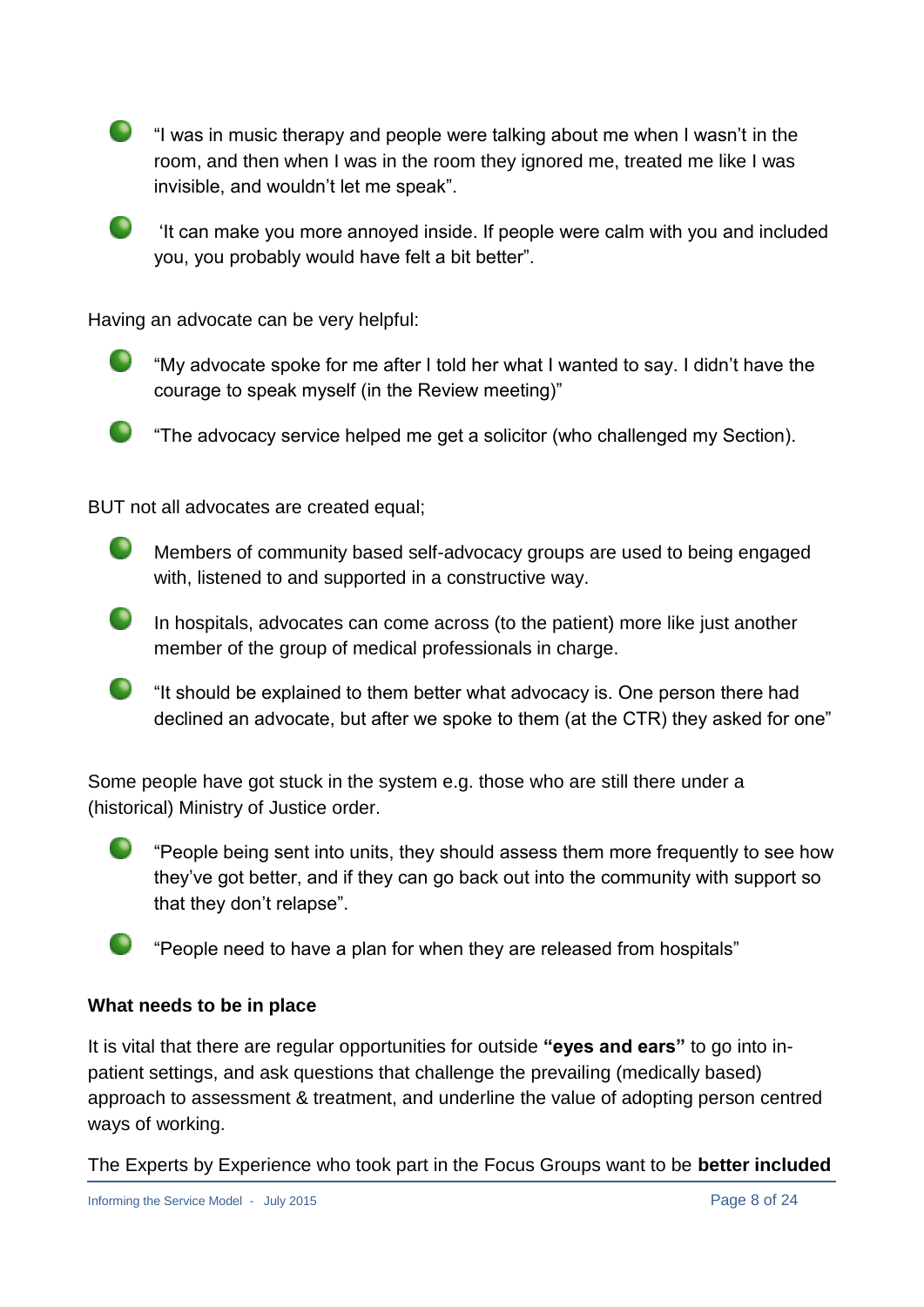- "I was in music therapy and people were talking about me when I wasn't in the room, and then when I was in the room they ignored me, treated me like I was invisible, and wouldn't let me speak".
- 'It can make you more annoyed inside. If people were calm with you and included you, you probably would have felt a bit better".

Having an advocate can be very helpful:

- "My advocate spoke for me after I told her what I wanted to say. I didn't have the courage to speak myself (in the Review meeting)"
- "The advocacy service helped me get a solicitor (who challenged my Section).

BUT not all advocates are created equal;

- Members of community based self-advocacy groups are used to being engaged with, listened to and supported in a constructive way.
- In hospitals, advocates can come across (to the patient) more like just another member of the group of medical professionals in charge.
- "It should be explained to them better what advocacy is. One person there had declined an advocate, but after we spoke to them (at the CTR) they asked for one"

Some people have got stuck in the system e.g. those who are still there under a (historical) Ministry of Justice order.

- "People being sent into units, they should assess them more frequently to see how they've got better, and if they can go back out into the community with support so that they don't relapse".
- "People need to have a plan for when they are released from hospitals"

**What needs to be in place**

It is vital that there are regular opportunities for outside **"eyes and ears"** to go into in-patient settings, and ask questions that challenge the prevailing (medically based) approach to assessment & treatment, and underline the value of adopting person centred ways of working.

The Experts by Experience who took part in the Focus Groups want to be **better included**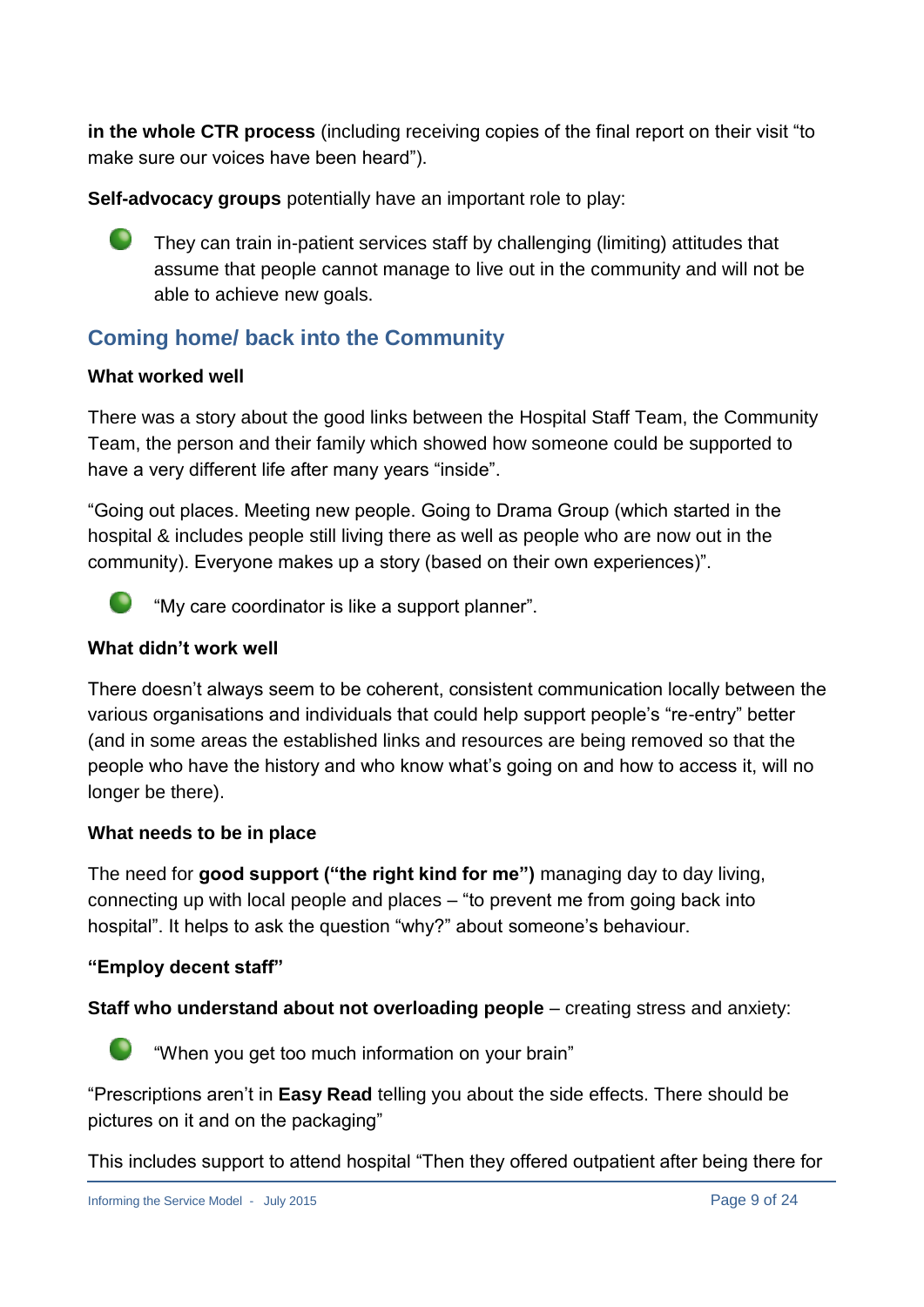**in the whole CTR process** (including receiving copies of the final report on their visit "to make sure our voices have been heard").

**Self-advocacy groups** potentially have an important role to play:

- They can train in-patient services staff by challenging (limiting) attitudes that assume that people cannot manage to live out in the community and will not be able to achieve new goals.

## Coming home/ back into the Community

### What worked well

There was a story about the good links between the Hospital Staff Team, the Community Team, the person and their family which showed how someone could be supported to have a very different life after many years "inside".

"Going out places. Meeting new people. Going to Drama Group (which started in the hospital & includes people still living there as well as people who are now out in the community). Everyone makes up a story (based on their own experiences)".

- "My care coordinator is like a support planner".

### What didn't work well

There doesn't always seem to be coherent, consistent communication locally between the various organisations and individuals that could help support people's "re-entry" better (and in some areas the established links and resources are being removed so that the people who have the history and who know what's going on and how to access it, will no longer be there).

### What needs to be in place

The need for **good support ("the right kind for me")** managing day to day living, connecting up with local people and places – "to prevent me from going back into hospital". It helps to ask the question "why?" about someone's behaviour.

**"Employ decent staff"**

**Staff who understand about not overloading people** – creating stress and anxiety:

- "When you get too much information on your brain"

"Prescriptions aren't in **Easy Read** telling you about the side effects. There should be pictures on it and on the packaging"

This includes support to attend hospital "Then they offered outpatient after being there for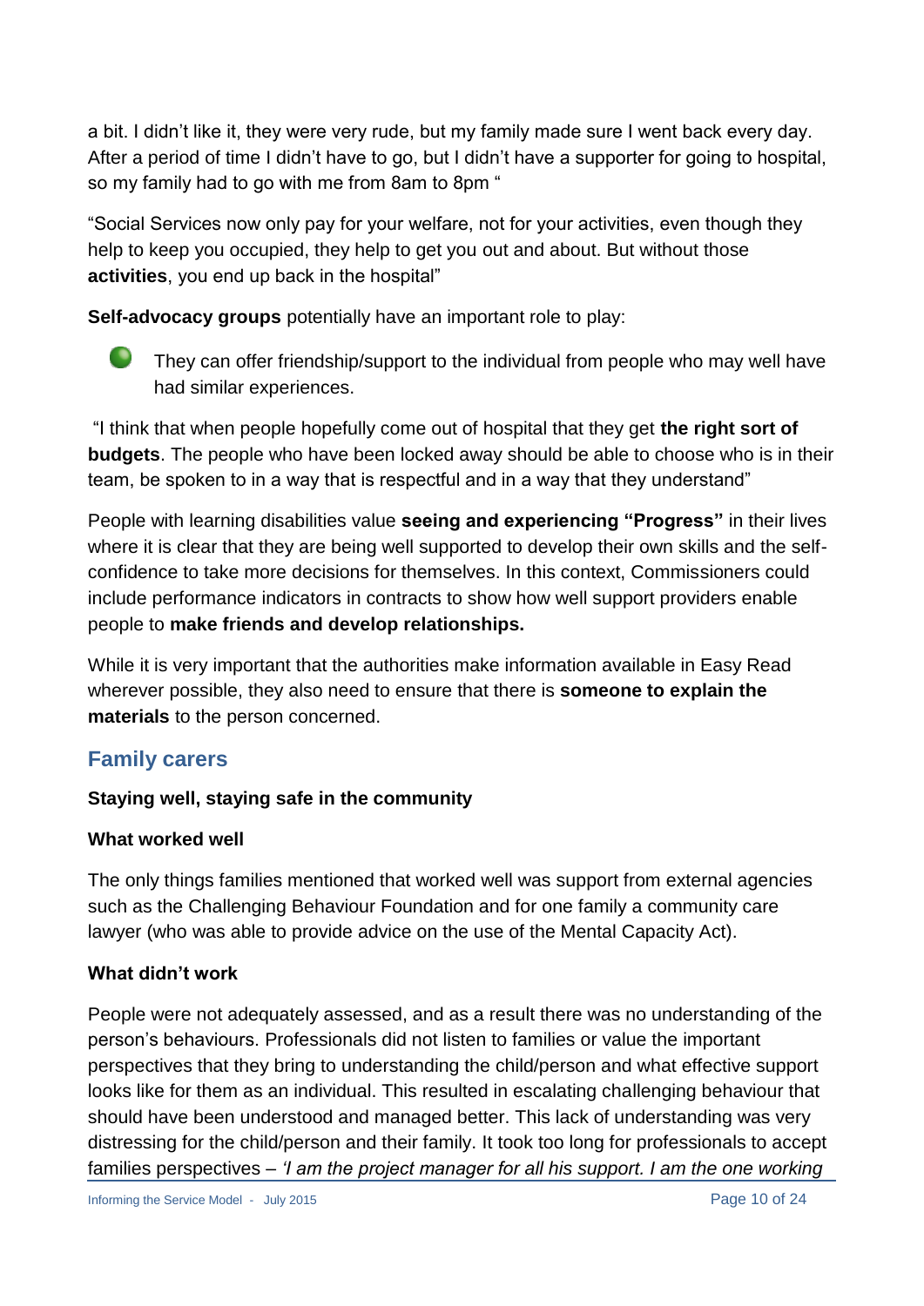a bit. I didn't like it, they were very rude, but my family made sure I went back every day. After a period of time I didn't have to go, but I didn't have a supporter for going to hospital, so my family had to go with me from 8am to 8pm "

"Social Services now only pay for your welfare, not for your activities, even though they help to keep you occupied, they help to get you out and about. But without those **activities**, you end up back in the hospital"

**Self-advocacy groups** potentially have an important role to play:

- They can offer friendship/support to the individual from people who may well have had similar experiences.

"I think that when people hopefully come out of hospital that they get **the right sort of budgets**. The people who have been locked away should be able to choose who is in their team, be spoken to in a way that is respectful and in a way that they understand"

People with learning disabilities value **seeing and experiencing "Progress"** in their lives where it is clear that they are being well supported to develop their own skills and the self-confidence to take more decisions for themselves. In this context, Commissioners could include performance indicators in contracts to show how well support providers enable people to **make friends and develop relationships.**

While it is very important that the authorities make information available in Easy Read wherever possible, they also need to ensure that there is **someone to explain the materials** to the person concerned.

## Family carers

**Staying well, staying safe in the community**

**What worked well**

The only things families mentioned that worked well was support from external agencies such as the Challenging Behaviour Foundation and for one family a community care lawyer (who was able to provide advice on the use of the Mental Capacity Act).

**What didn't work**

People were not adequately assessed, and as a result there was no understanding of the person's behaviours. Professionals did not listen to families or value the important perspectives that they bring to understanding the child/person and what effective support looks like for them as an individual. This resulted in escalating challenging behaviour that should have been understood and managed better. This lack of understanding was very distressing for the child/person and their family. It took too long for professionals to accept families perspectives – *'I am the project manager for all his support. I am the one working*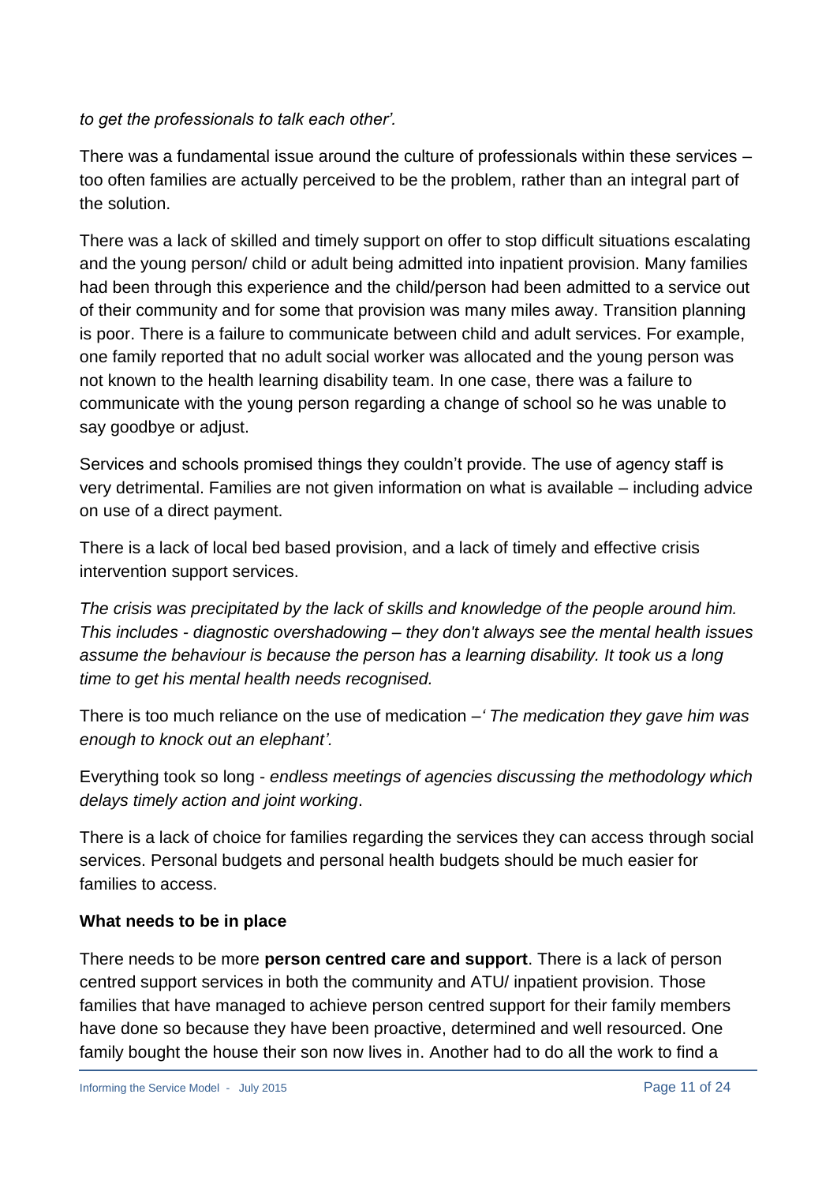*to get the professionals to talk each other'.*

There was a fundamental issue around the culture of professionals within these services – too often families are actually perceived to be the problem, rather than an integral part of the solution.

There was a lack of skilled and timely support on offer to stop difficult situations escalating and the young person/ child or adult being admitted into inpatient provision. Many families had been through this experience and the child/person had been admitted to a service out of their community and for some that provision was many miles away. Transition planning is poor. There is a failure to communicate between child and adult services. For example, one family reported that no adult social worker was allocated and the young person was not known to the health learning disability team. In one case, there was a failure to communicate with the young person regarding a change of school so he was unable to say goodbye or adjust.

Services and schools promised things they couldn't provide. The use of agency staff is very detrimental. Families are not given information on what is available – including advice on use of a direct payment.

There is a lack of local bed based provision, and a lack of timely and effective crisis intervention support services.

*The crisis was precipitated by the lack of skills and knowledge of the people around him. This includes - diagnostic overshadowing – they don't always see the mental health issues assume the behaviour is because the person has a learning disability. It took us a long time to get his mental health needs recognised.*

There is too much reliance on the use of medication –*' The medication they gave him was enough to knock out an elephant'.*

Everything took so long - *endless meetings of agencies discussing the methodology which delays timely action and joint working*.

There is a lack of choice for families regarding the services they can access through social services. Personal budgets and personal health budgets should be much easier for families to access.

**What needs to be in place**

There needs to be more **person centred care and support**. There is a lack of person centred support services in both the community and ATU/ inpatient provision. Those families that have managed to achieve person centred support for their family members have done so because they have been proactive, determined and well resourced. One family bought the house their son now lives in. Another had to do all the work to find a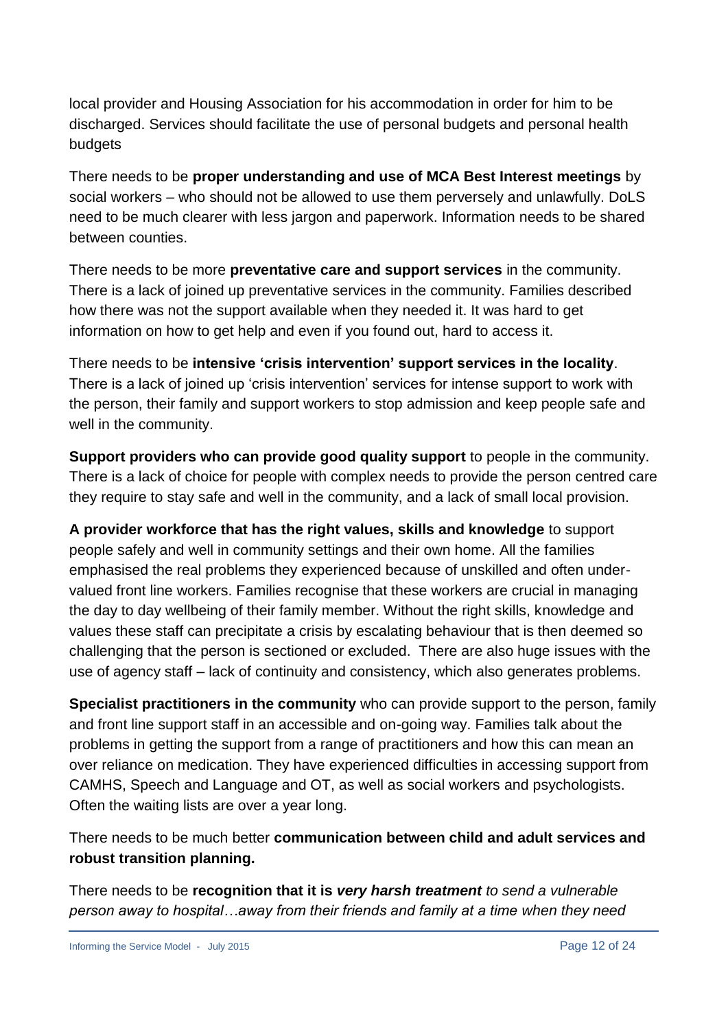local provider and Housing Association for his accommodation in order for him to be discharged. Services should facilitate the use of personal budgets and personal health budgets

There needs to be **proper understanding and use of MCA Best Interest meetings** by social workers – who should not be allowed to use them perversely and unlawfully. DoLS need to be much clearer with less jargon and paperwork. Information needs to be shared between counties.

There needs to be more **preventative care and support services** in the community. There is a lack of joined up preventative services in the community. Families described how there was not the support available when they needed it. It was hard to get information on how to get help and even if you found out, hard to access it.

There needs to be **intensive 'crisis intervention' support services in the locality**. There is a lack of joined up 'crisis intervention' services for intense support to work with the person, their family and support workers to stop admission and keep people safe and well in the community.

**Support providers who can provide good quality support** to people in the community. There is a lack of choice for people with complex needs to provide the person centred care they require to stay safe and well in the community, and a lack of small local provision.

**A provider workforce that has the right values, skills and knowledge** to support people safely and well in community settings and their own home. All the families emphasised the real problems they experienced because of unskilled and often under-valued front line workers. Families recognise that these workers are crucial in managing the day to day wellbeing of their family member. Without the right skills, knowledge and values these staff can precipitate a crisis by escalating behaviour that is then deemed so challenging that the person is sectioned or excluded. There are also huge issues with the use of agency staff – lack of continuity and consistency, which also generates problems.

**Specialist practitioners in the community** who can provide support to the person, family and front line support staff in an accessible and on-going way. Families talk about the problems in getting the support from a range of practitioners and how this can mean an over reliance on medication. They have experienced difficulties in accessing support from CAMHS, Speech and Language and OT, as well as social workers and psychologists. Often the waiting lists are over a year long.

There needs to be much better **communication between child and adult services and robust transition planning.**

There needs to be **recognition that it is *very harsh treatment*** *to send a vulnerable person away to hospital…away from their friends and family at a time when they need*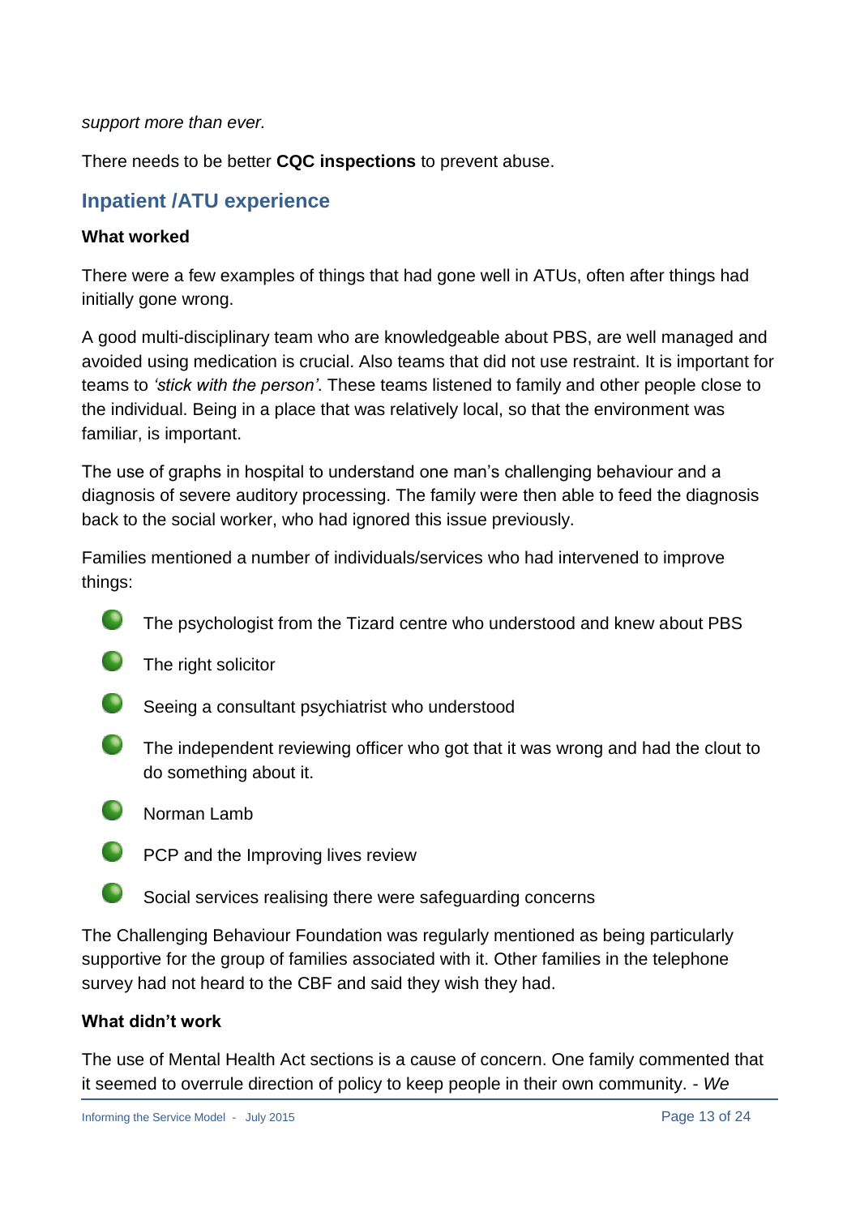*support more than ever.*

There needs to be better **CQC inspections** to prevent abuse.

## Inpatient /ATU experience

**What worked**

There were a few examples of things that had gone well in ATUs, often after things had initially gone wrong.

A good multi-disciplinary team who are knowledgeable about PBS, are well managed and avoided using medication is crucial. Also teams that did not use restraint. It is important for teams to *'stick with the person'*. These teams listened to family and other people close to the individual. Being in a place that was relatively local, so that the environment was familiar, is important.

The use of graphs in hospital to understand one man's challenging behaviour and a diagnosis of severe auditory processing. The family were then able to feed the diagnosis back to the social worker, who had ignored this issue previously.

Families mentioned a number of individuals/services who had intervened to improve things:

- The psychologist from the Tizard centre who understood and knew about PBS
- The right solicitor
- Seeing a consultant psychiatrist who understood
- The independent reviewing officer who got that it was wrong and had the clout to do something about it.
- Norman Lamb
- PCP and the Improving lives review
- Social services realising there were safeguarding concerns

The Challenging Behaviour Foundation was regularly mentioned as being particularly supportive for the group of families associated with it. Other families in the telephone survey had not heard to the CBF and said they wish they had.

**What didn't work**

The use of Mental Health Act sections is a cause of concern. One family commented that it seemed to overrule direction of policy to keep people in their own community. - *We*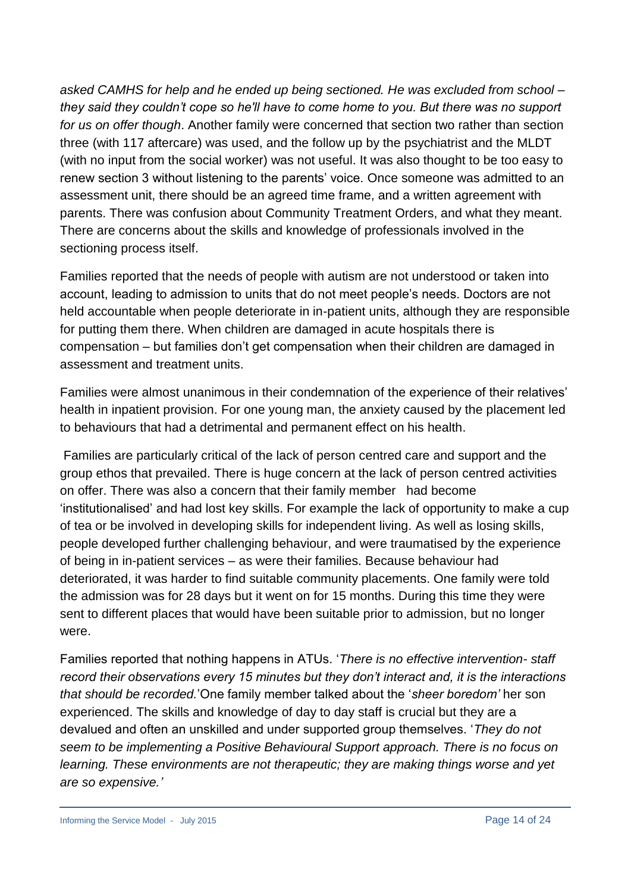*asked CAMHS for help and he ended up being sectioned. He was excluded from school – they said they couldn't cope so he'll have to come home to you. But there was no support for us on offer though*. Another family were concerned that section two rather than section three (with 117 aftercare) was used, and the follow up by the psychiatrist and the MLDT (with no input from the social worker) was not useful. It was also thought to be too easy to renew section 3 without listening to the parents' voice. Once someone was admitted to an assessment unit, there should be an agreed time frame, and a written agreement with parents. There was confusion about Community Treatment Orders, and what they meant. There are concerns about the skills and knowledge of professionals involved in the sectioning process itself.

Families reported that the needs of people with autism are not understood or taken into account, leading to admission to units that do not meet people's needs. Doctors are not held accountable when people deteriorate in in-patient units, although they are responsible for putting them there. When children are damaged in acute hospitals there is compensation – but families don't get compensation when their children are damaged in assessment and treatment units.

Families were almost unanimous in their condemnation of the experience of their relatives' health in inpatient provision. For one young man, the anxiety caused by the placement led to behaviours that had a detrimental and permanent effect on his health.

Families are particularly critical of the lack of person centred care and support and the group ethos that prevailed. There is huge concern at the lack of person centred activities on offer. There was also a concern that their family member had become 'institutionalised' and had lost key skills. For example the lack of opportunity to make a cup of tea or be involved in developing skills for independent living. As well as losing skills, people developed further challenging behaviour, and were traumatised by the experience of being in in-patient services – as were their families. Because behaviour had deteriorated, it was harder to find suitable community placements. One family were told the admission was for 28 days but it went on for 15 months. During this time they were sent to different places that would have been suitable prior to admission, but no longer were.

Families reported that nothing happens in ATUs. '*There is no effective intervention- staff record their observations every 15 minutes but they don't interact and, it is the interactions that should be recorded.*'One family member talked about the '*sheer boredom'* her son experienced. The skills and knowledge of day to day staff is crucial but they are a devalued and often an unskilled and under supported group themselves. '*They do not seem to be implementing a Positive Behavioural Support approach. There is no focus on learning. These environments are not therapeutic; they are making things worse and yet are so expensive.'*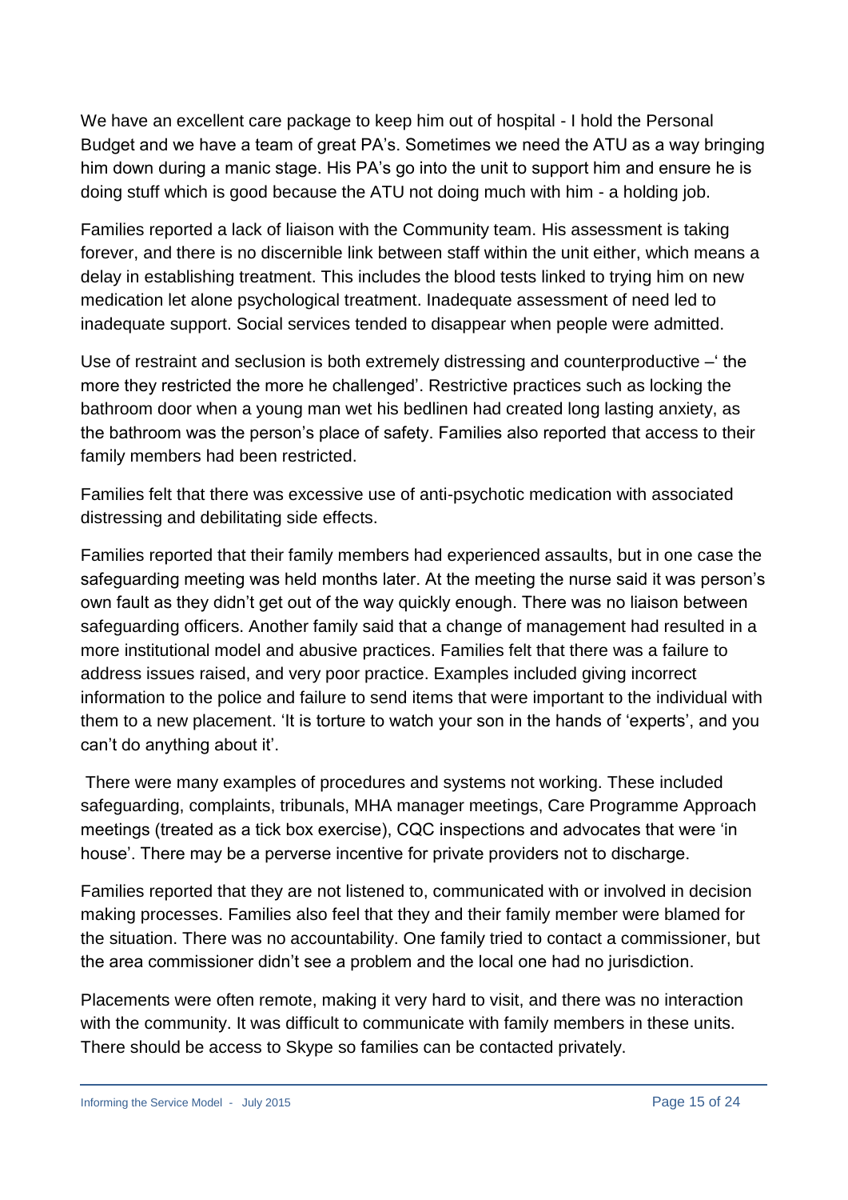We have an excellent care package to keep him out of hospital - I hold the Personal Budget and we have a team of great PA's. Sometimes we need the ATU as a way bringing him down during a manic stage. His PA's go into the unit to support him and ensure he is doing stuff which is good because the ATU not doing much with him - a holding job.

Families reported a lack of liaison with the Community team. His assessment is taking forever, and there is no discernible link between staff within the unit either, which means a delay in establishing treatment. This includes the blood tests linked to trying him on new medication let alone psychological treatment. Inadequate assessment of need led to inadequate support. Social services tended to disappear when people were admitted.

Use of restraint and seclusion is both extremely distressing and counterproductive –' the more they restricted the more he challenged'. Restrictive practices such as locking the bathroom door when a young man wet his bedlinen had created long lasting anxiety, as the bathroom was the person's place of safety. Families also reported that access to their family members had been restricted.

Families felt that there was excessive use of anti-psychotic medication with associated distressing and debilitating side effects.

Families reported that their family members had experienced assaults, but in one case the safeguarding meeting was held months later. At the meeting the nurse said it was person's own fault as they didn't get out of the way quickly enough. There was no liaison between safeguarding officers. Another family said that a change of management had resulted in a more institutional model and abusive practices. Families felt that there was a failure to address issues raised, and very poor practice. Examples included giving incorrect information to the police and failure to send items that were important to the individual with them to a new placement. 'It is torture to watch your son in the hands of 'experts', and you can't do anything about it'.

There were many examples of procedures and systems not working. These included safeguarding, complaints, tribunals, MHA manager meetings, Care Programme Approach meetings (treated as a tick box exercise), CQC inspections and advocates that were 'in house'. There may be a perverse incentive for private providers not to discharge.

Families reported that they are not listened to, communicated with or involved in decision making processes. Families also feel that they and their family member were blamed for the situation. There was no accountability. One family tried to contact a commissioner, but the area commissioner didn't see a problem and the local one had no jurisdiction.

Placements were often remote, making it very hard to visit, and there was no interaction with the community. It was difficult to communicate with family members in these units. There should be access to Skype so families can be contacted privately.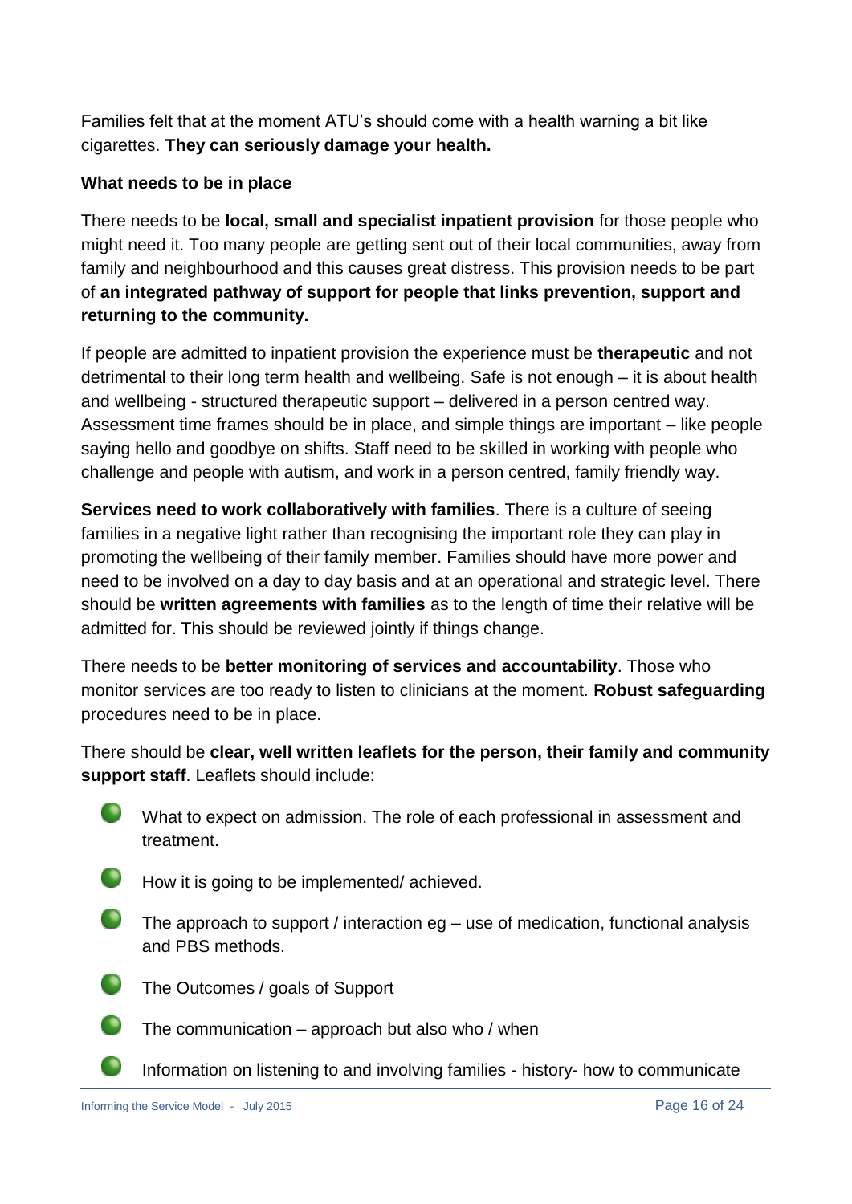Families felt that at the moment ATU's should come with a health warning a bit like cigarettes. **They can seriously damage your health.**

**What needs to be in place**

There needs to be **local, small and specialist inpatient provision** for those people who might need it. Too many people are getting sent out of their local communities, away from family and neighbourhood and this causes great distress. This provision needs to be part of **an integrated pathway of support for people that links prevention, support and returning to the community.**

If people are admitted to inpatient provision the experience must be **therapeutic** and not detrimental to their long term health and wellbeing. Safe is not enough – it is about health and wellbeing - structured therapeutic support – delivered in a person centred way. Assessment time frames should be in place, and simple things are important – like people saying hello and goodbye on shifts. Staff need to be skilled in working with people who challenge and people with autism, and work in a person centred, family friendly way.

**Services need to work collaboratively with families**. There is a culture of seeing families in a negative light rather than recognising the important role they can play in promoting the wellbeing of their family member. Families should have more power and need to be involved on a day to day basis and at an operational and strategic level. There should be **written agreements with families** as to the length of time their relative will be admitted for. This should be reviewed jointly if things change.

There needs to be **better monitoring of services and accountability**. Those who monitor services are too ready to listen to clinicians at the moment. **Robust safeguarding** procedures need to be in place.

There should be **clear, well written leaflets for the person, their family and community support staff**. Leaflets should include:

- What to expect on admission. The role of each professional in assessment and treatment.
- How it is going to be implemented/ achieved.
- The approach to support / interaction eg – use of medication, functional analysis and PBS methods.
- The Outcomes / goals of Support
- The communication – approach but also who / when
- Information on listening to and involving families - history- how to communicate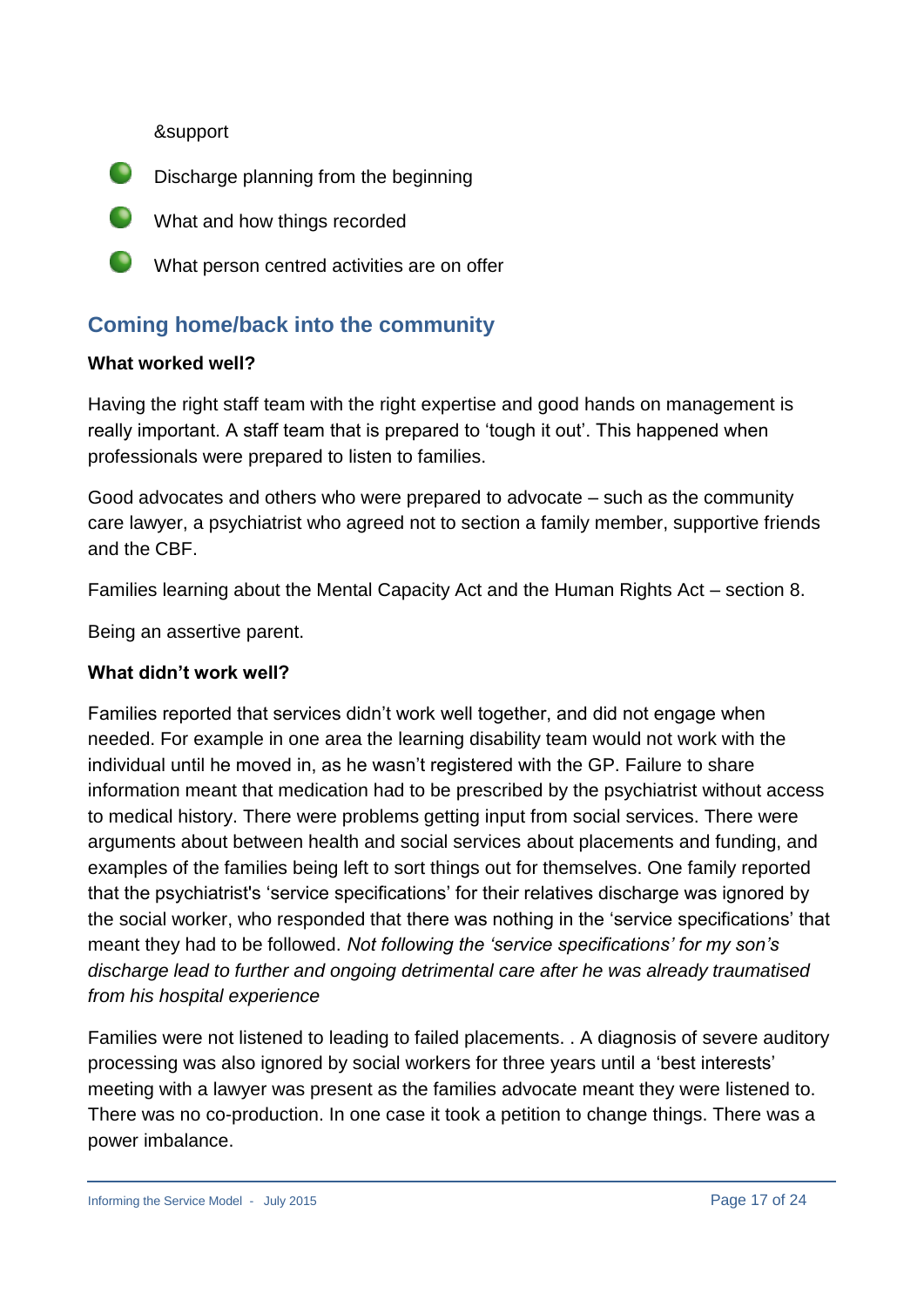&support

- Discharge planning from the beginning
- What and how things recorded
- What person centred activities are on offer

## Coming home/back into the community

**What worked well?**

Having the right staff team with the right expertise and good hands on management is really important. A staff team that is prepared to 'tough it out'. This happened when professionals were prepared to listen to families.

Good advocates and others who were prepared to advocate – such as the community care lawyer, a psychiatrist who agreed not to section a family member, supportive friends and the CBF.

Families learning about the Mental Capacity Act and the Human Rights Act – section 8.

Being an assertive parent.

**What didn't work well?**

Families reported that services didn't work well together, and did not engage when needed. For example in one area the learning disability team would not work with the individual until he moved in, as he wasn't registered with the GP. Failure to share information meant that medication had to be prescribed by the psychiatrist without access to medical history. There were problems getting input from social services. There were arguments about between health and social services about placements and funding, and examples of the families being left to sort things out for themselves. One family reported that the psychiatrist's 'service specifications' for their relatives discharge was ignored by the social worker, who responded that there was nothing in the 'service specifications' that meant they had to be followed. *Not following the 'service specifications' for my son's discharge lead to further and ongoing detrimental care after he was already traumatised from his hospital experience*

Families were not listened to leading to failed placements. . A diagnosis of severe auditory processing was also ignored by social workers for three years until a 'best interests' meeting with a lawyer was present as the families advocate meant they were listened to. There was no co-production. In one case it took a petition to change things. There was a power imbalance.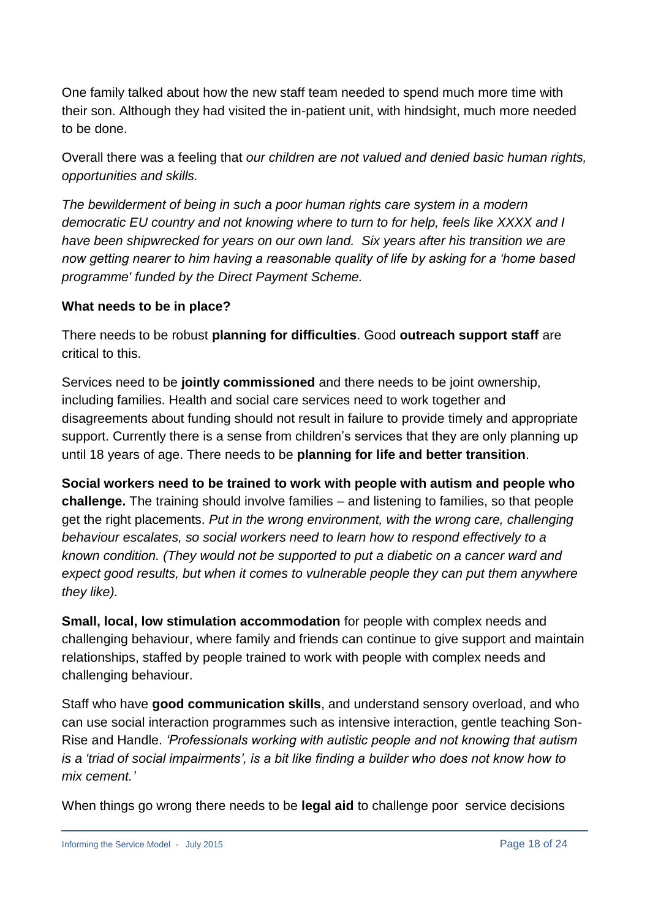One family talked about how the new staff team needed to spend much more time with their son. Although they had visited the in-patient unit, with hindsight, much more needed to be done.

Overall there was a feeling that *our children are not valued and denied basic human rights, opportunities and skills.*

*The bewilderment of being in such a poor human rights care system in a modern democratic EU country and not knowing where to turn to for help, feels like XXXX and I have been shipwrecked for years on our own land. Six years after his transition we are now getting nearer to him having a reasonable quality of life by asking for a 'home based programme' funded by the Direct Payment Scheme.*

**What needs to be in place?**

There needs to be robust **planning for difficulties**. Good **outreach support staff** are critical to this.

Services need to be **jointly commissioned** and there needs to be joint ownership, including families. Health and social care services need to work together and disagreements about funding should not result in failure to provide timely and appropriate support. Currently there is a sense from children's services that they are only planning up until 18 years of age. There needs to be **planning for life and better transition**.

**Social workers need to be trained to work with people with autism and people who challenge.** The training should involve families – and listening to families, so that people get the right placements. *Put in the wrong environment, with the wrong care, challenging behaviour escalates, so social workers need to learn how to respond effectively to a known condition. (They would not be supported to put a diabetic on a cancer ward and expect good results, but when it comes to vulnerable people they can put them anywhere they like).*

**Small, local, low stimulation accommodation** for people with complex needs and challenging behaviour, where family and friends can continue to give support and maintain relationships, staffed by people trained to work with people with complex needs and challenging behaviour.

Staff who have **good communication skills**, and understand sensory overload, and who can use social interaction programmes such as intensive interaction, gentle teaching Son-Rise and Handle. *'Professionals working with autistic people and not knowing that autism is a 'triad of social impairments', is a bit like finding a builder who does not know how to mix cement.'*

When things go wrong there needs to be **legal aid** to challenge poor service decisions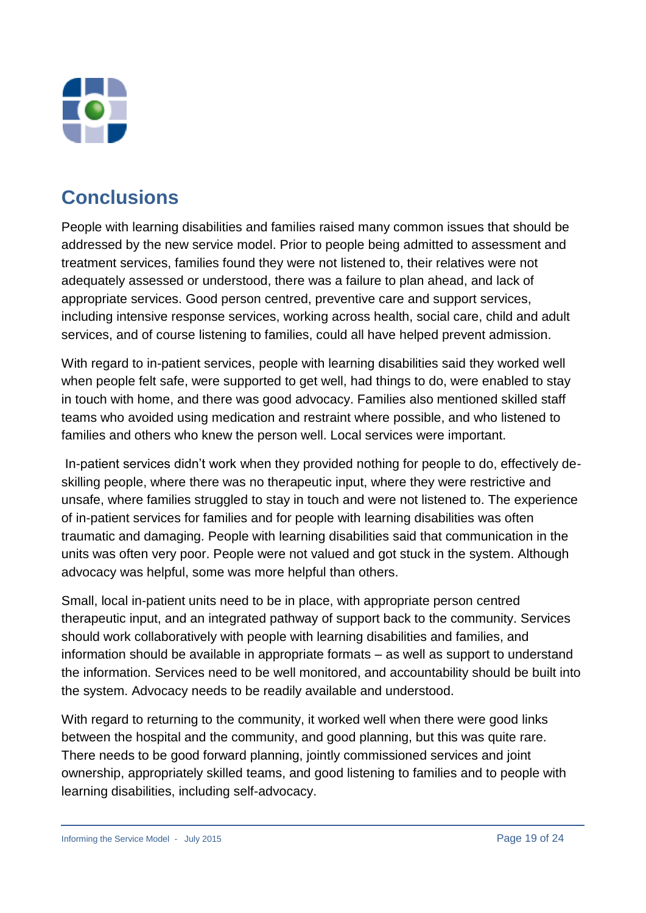## Conclusions

People with learning disabilities and families raised many common issues that should be addressed by the new service model. Prior to people being admitted to assessment and treatment services, families found they were not listened to, their relatives were not adequately assessed or understood, there was a failure to plan ahead, and lack of appropriate services. Good person centred, preventive care and support services, including intensive response services, working across health, social care, child and adult services, and of course listening to families, could all have helped prevent admission.

With regard to in-patient services, people with learning disabilities said they worked well when people felt safe, were supported to get well, had things to do, were enabled to stay in touch with home, and there was good advocacy. Families also mentioned skilled staff teams who avoided using medication and restraint where possible, and who listened to families and others who knew the person well. Local services were important.

In-patient services didn't work when they provided nothing for people to do, effectively de-skilling people, where there was no therapeutic input, where they were restrictive and unsafe, where families struggled to stay in touch and were not listened to. The experience of in-patient services for families and for people with learning disabilities was often traumatic and damaging. People with learning disabilities said that communication in the units was often very poor. People were not valued and got stuck in the system. Although advocacy was helpful, some was more helpful than others.

Small, local in-patient units need to be in place, with appropriate person centred therapeutic input, and an integrated pathway of support back to the community. Services should work collaboratively with people with learning disabilities and families, and information should be available in appropriate formats – as well as support to understand the information. Services need to be well monitored, and accountability should be built into the system. Advocacy needs to be readily available and understood.

With regard to returning to the community, it worked well when there were good links between the hospital and the community, and good planning, but this was quite rare. There needs to be good forward planning, jointly commissioned services and joint ownership, appropriately skilled teams, and good listening to families and to people with learning disabilities, including self-advocacy.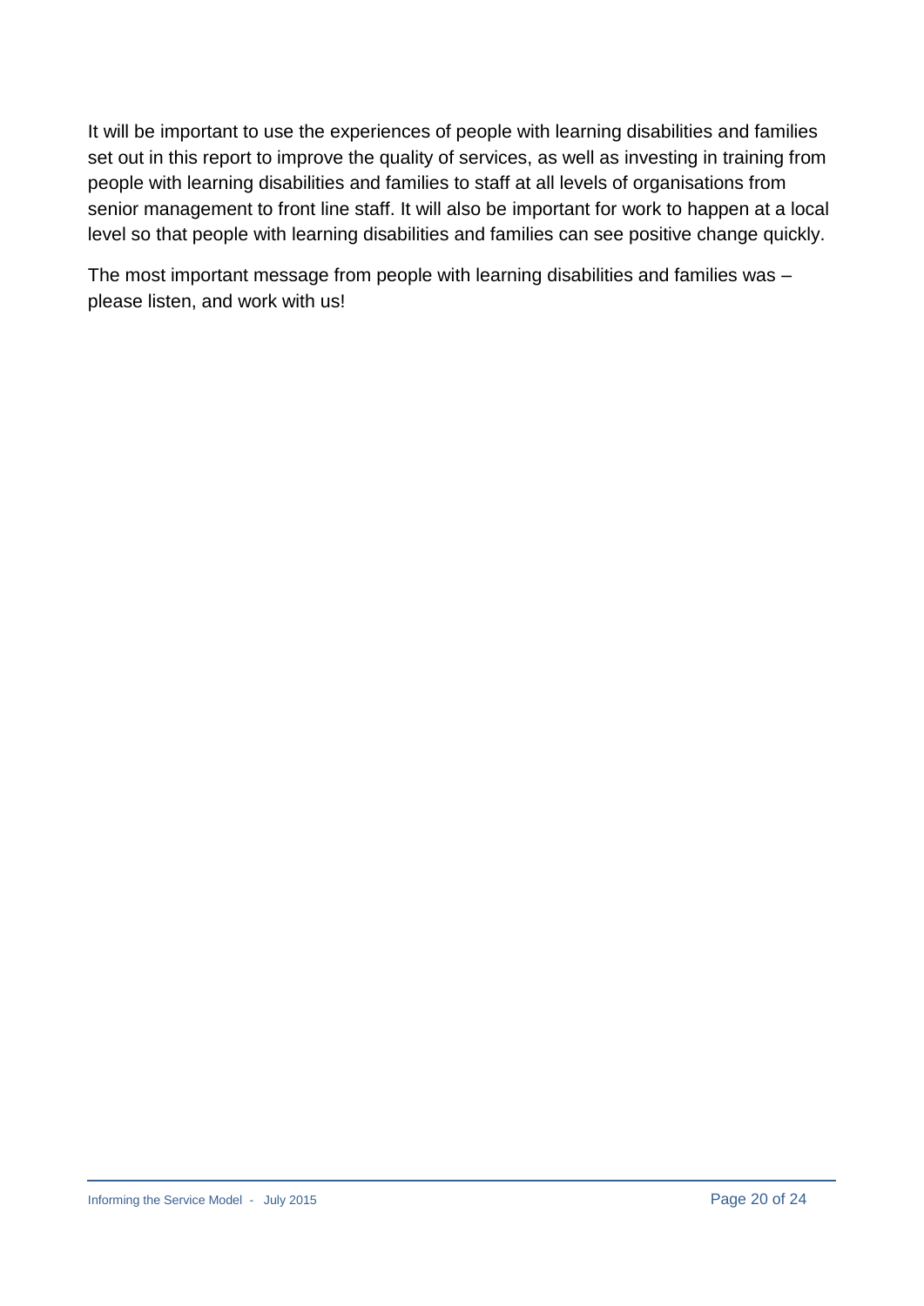It will be important to use the experiences of people with learning disabilities and families set out in this report to improve the quality of services, as well as investing in training from people with learning disabilities and families to staff at all levels of organisations from senior management to front line staff. It will also be important for work to happen at a local level so that people with learning disabilities and families can see positive change quickly.

The most important message from people with learning disabilities and families was – please listen, and work with us!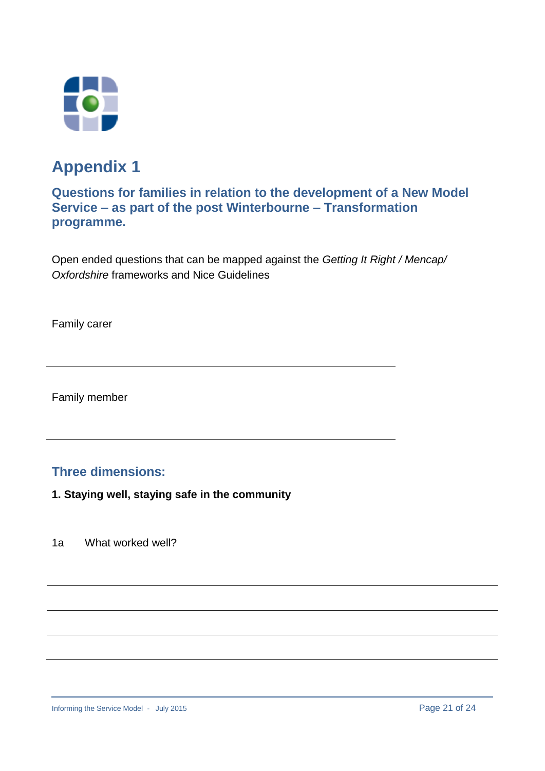# Appendix 1

## Questions for families in relation to the development of a New Model Service – as part of the post Winterbourne – Transformation programme.

Open ended questions that can be mapped against the *Getting It Right / Mencap/ Oxfordshire* frameworks and Nice Guidelines

Family carer

\_\_\_\_\_\_\_\_\_\_\_\_\_\_\_\_\_\_\_\_\_\_\_\_\_\_\_\_\_\_\_\_\_\_\_\_\_\_\_\_\_\_\_\_\_\_\_\_\_\_\_\_\_\_\_\_\_\_\_\_\_\_\_\_

Family member

\_\_\_\_\_\_\_\_\_\_\_\_\_\_\_\_\_\_\_\_\_\_\_\_\_\_\_\_\_\_\_\_\_\_\_\_\_\_\_\_\_\_\_\_\_\_\_\_\_\_\_\_\_\_\_\_\_\_\_\_\_\_\_\_

## Three dimensions:

**1. Staying well, staying safe in the community**

1a What worked well?

\_\_\_\_\_\_\_\_\_\_\_\_\_\_\_\_\_\_\_\_\_\_\_\_\_\_\_\_\_\_\_\_\_\_\_\_\_\_\_\_\_\_\_\_\_\_\_\_\_\_\_\_\_\_\_\_\_\_\_\_\_\_\_\_\_\_\_\_\_\_\_\_\_\_\_\_\_\_

\_\_\_\_\_\_\_\_\_\_\_\_\_\_\_\_\_\_\_\_\_\_\_\_\_\_\_\_\_\_\_\_\_\_\_\_\_\_\_\_\_\_\_\_\_\_\_\_\_\_\_\_\_\_\_\_\_\_\_\_\_\_\_\_\_\_\_\_\_\_\_\_\_\_\_\_\_\_

\_\_\_\_\_\_\_\_\_\_\_\_\_\_\_\_\_\_\_\_\_\_\_\_\_\_\_\_\_\_\_\_\_\_\_\_\_\_\_\_\_\_\_\_\_\_\_\_\_\_\_\_\_\_\_\_\_\_\_\_\_\_\_\_\_\_\_\_\_\_\_\_\_\_\_\_\_\_

\_\_\_\_\_\_\_\_\_\_\_\_\_\_\_\_\_\_\_\_\_\_\_\_\_\_\_\_\_\_\_\_\_\_\_\_\_\_\_\_\_\_\_\_\_\_\_\_\_\_\_\_\_\_\_\_\_\_\_\_\_\_\_\_\_\_\_\_\_\_\_\_\_\_\_\_\_\_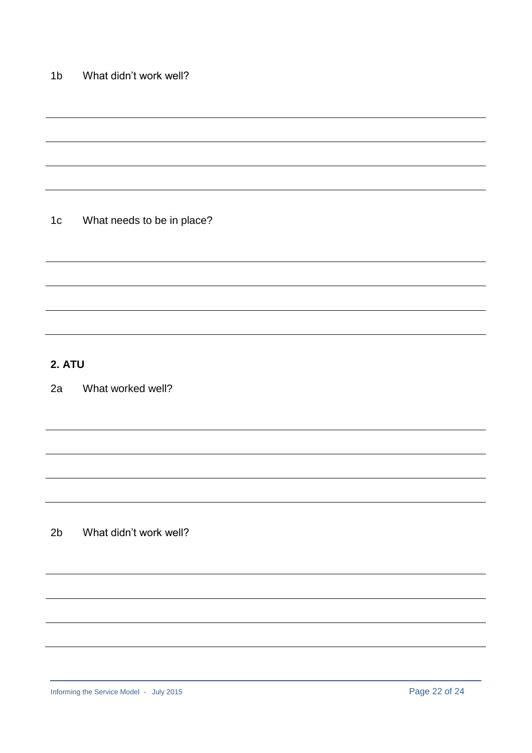1b What didn't work well?

1c What needs to be in place?

## 2. ATU

2a What worked well?

2b What didn't work well?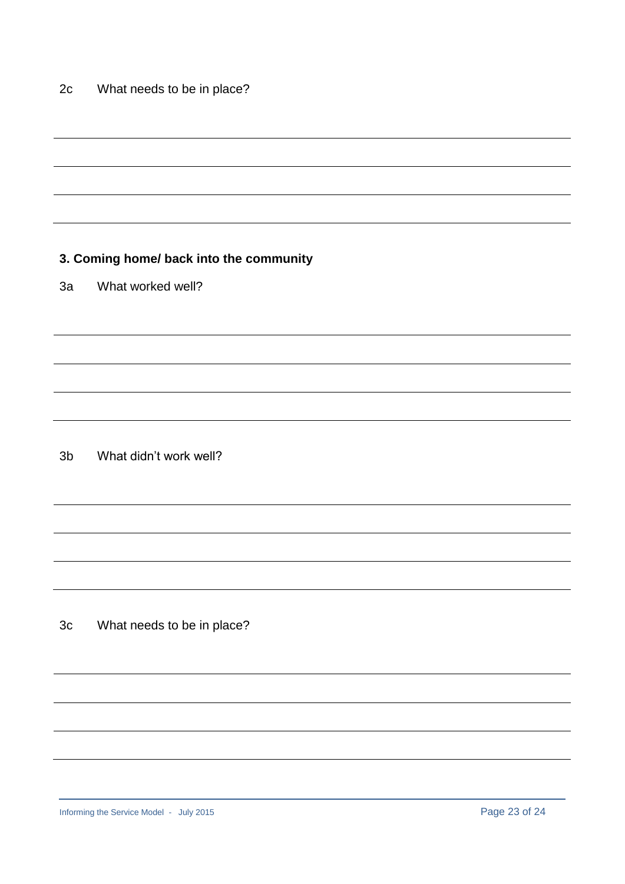2c What needs to be in place?

## 3. Coming home/ back into the community

3a What worked well?

3b What didn't work well?

3c What needs to be in place?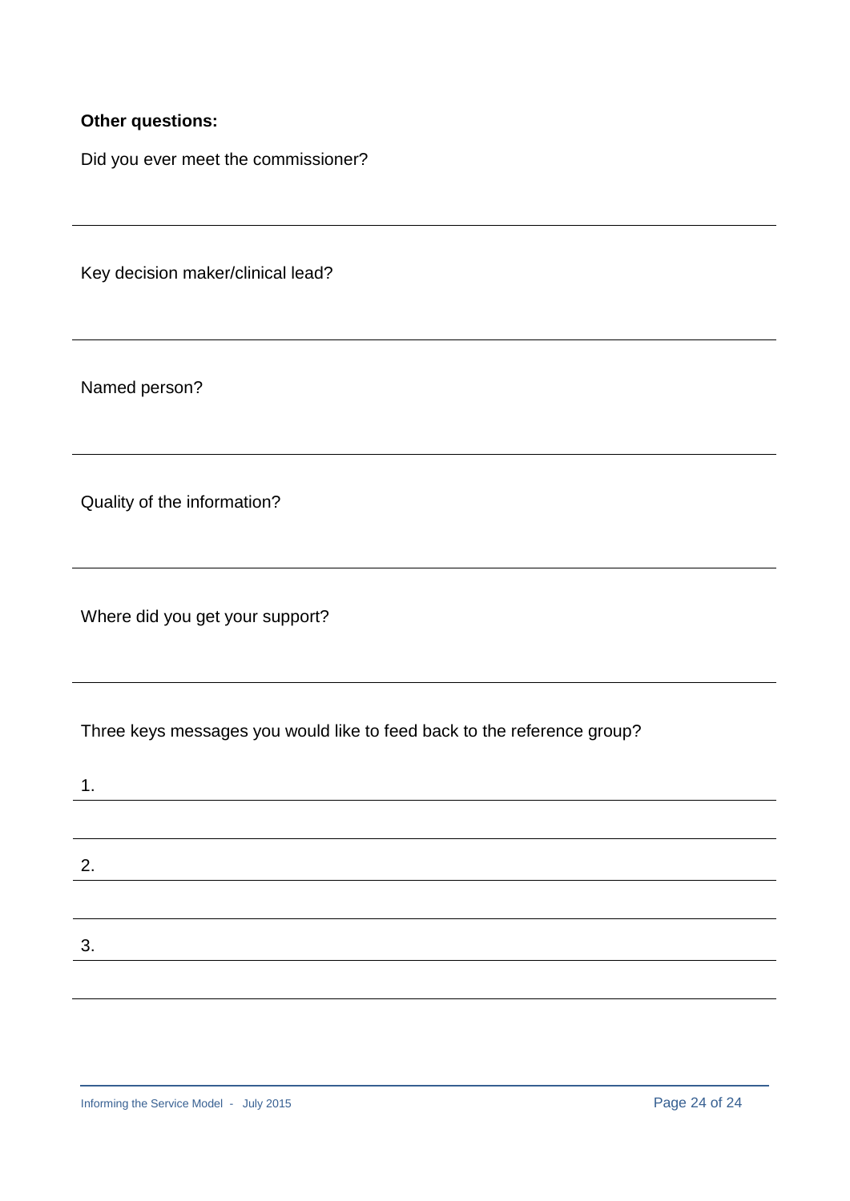**Other questions:**

Did you ever meet the commissioner?

---

Key decision maker/clinical lead?

---

Named person?

---

Quality of the information?

---

Where did you get your support?

---

Three keys messages you would like to feed back to the reference group?

1. 

2. 

3.